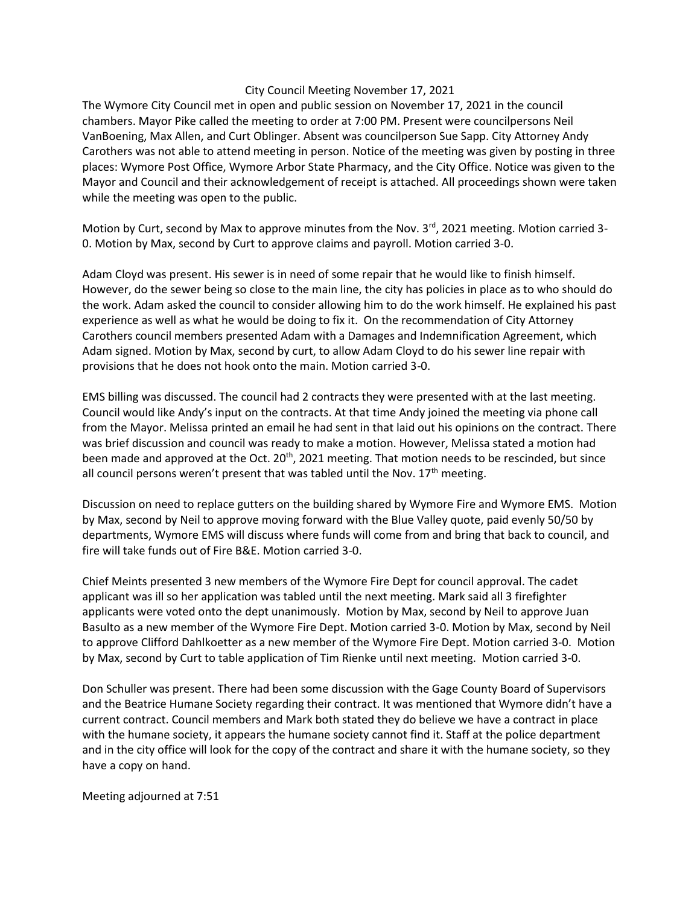# City Council Meeting November 17, 2021

The Wymore City Council met in open and public session on November 17, 2021 in the council chambers. Mayor Pike called the meeting to order at 7:00 PM. Present were councilpersons Neil VanBoening, Max Allen, and Curt Oblinger. Absent was councilperson Sue Sapp. City Attorney Andy Carothers was not able to attend meeting in person. Notice of the meeting was given by posting in three places: Wymore Post Office, Wymore Arbor State Pharmacy, and the City Office. Notice was given to the Mayor and Council and their acknowledgement of receipt is attached. All proceedings shown were taken while the meeting was open to the public.

Motion by Curt, second by Max to approve minutes from the Nov. 3rd, 2021 meeting. Motion carried 3-0. Motion by Max, second by Curt to approve claims and payroll. Motion carried 3-0.

Adam Cloyd was present. His sewer is in need of some repair that he would like to finish himself. However, do the sewer being so close to the main line, the city has policies in place as to who should do the work. Adam asked the council to consider allowing him to do the work himself. He explained his past experience as well as what he would be doing to fix it. On the recommendation of City Attorney Carothers council members presented Adam with a Damages and Indemnification Agreement, which Adam signed. Motion by Max, second by curt, to allow Adam Cloyd to do his sewer line repair with provisions that he does not hook onto the main. Motion carried 3-0.

EMS billing was discussed. The council had 2 contracts they were presented with at the last meeting. Council would like Andy's input on the contracts. At that time Andy joined the meeting via phone call from the Mayor. Melissa printed an email he had sent in that laid out his opinions on the contract. There was brief discussion and council was ready to make a motion. However, Melissa stated a motion had been made and approved at the Oct. 20th, 2021 meeting. That motion needs to be rescinded, but since all council persons weren't present that was tabled until the Nov. 17th meeting.

Discussion on need to replace gutters on the building shared by Wymore Fire and Wymore EMS. Motion by Max, second by Neil to approve moving forward with the Blue Valley quote, paid evenly 50/50 by departments, Wymore EMS will discuss where funds will come from and bring that back to council, and fire will take funds out of Fire B&E. Motion carried 3-0.

Chief Meints presented 3 new members of the Wymore Fire Dept for council approval. The cadet applicant was ill so her application was tabled until the next meeting. Mark said all 3 firefighter applicants were voted onto the dept unanimously. Motion by Max, second by Neil to approve Juan Basulto as a new member of the Wymore Fire Dept. Motion carried 3-0. Motion by Max, second by Neil to approve Clifford Dahlkoetter as a new member of the Wymore Fire Dept. Motion carried 3-0. Motion by Max, second by Curt to table application of Tim Rienke until next meeting. Motion carried 3-0.

Don Schuller was present. There had been some discussion with the Gage County Board of Supervisors and the Beatrice Humane Society regarding their contract. It was mentioned that Wymore didn't have a current contract. Council members and Mark both stated they do believe we have a contract in place with the humane society, it appears the humane society cannot find it. Staff at the police department and in the city office will look for the copy of the contract and share it with the humane society, so they have a copy on hand.

Meeting adjourned at 7:51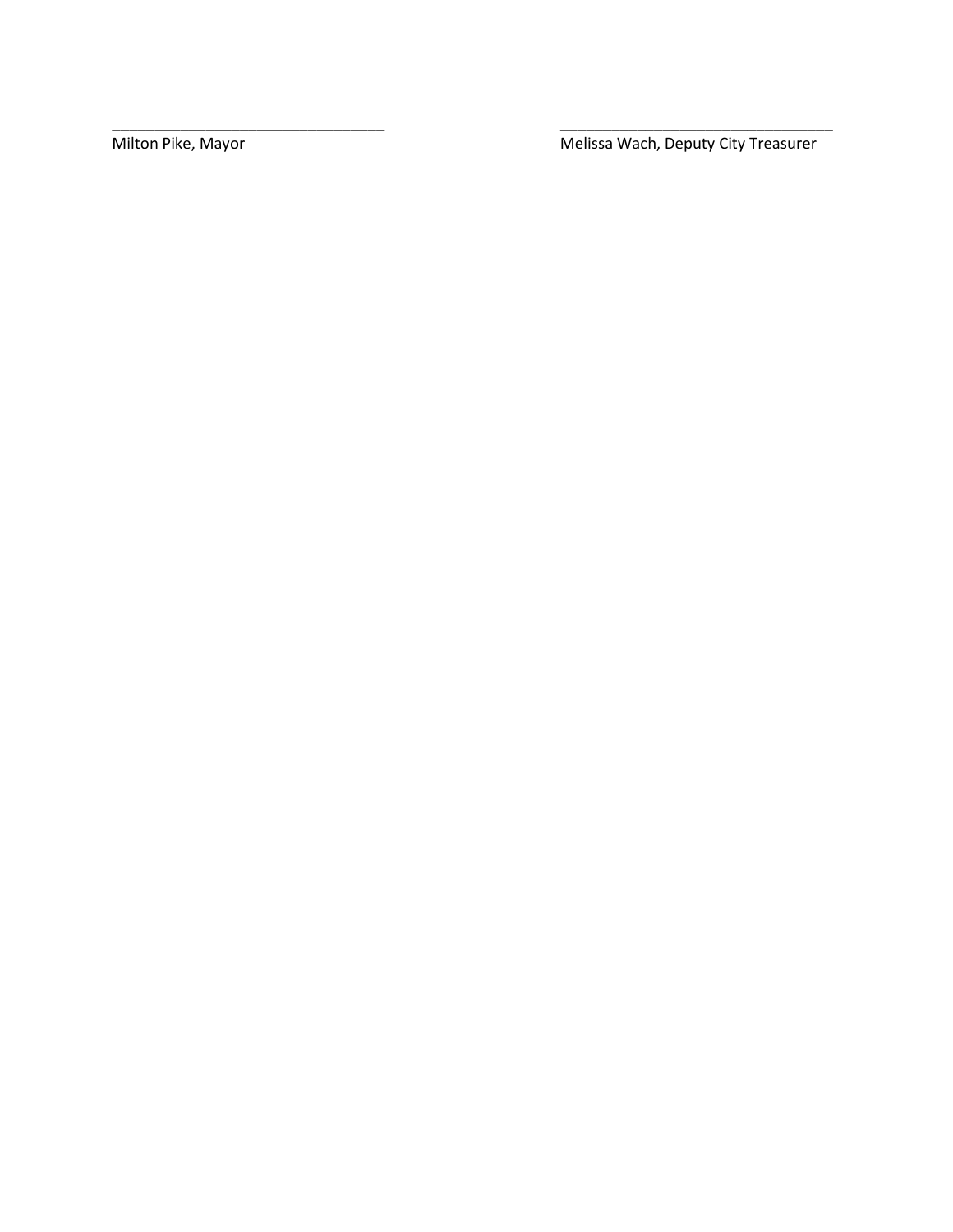_________________________________ _________________________________

Milton Pike, Mayor Melissa Wach, Deputy City Treasurer